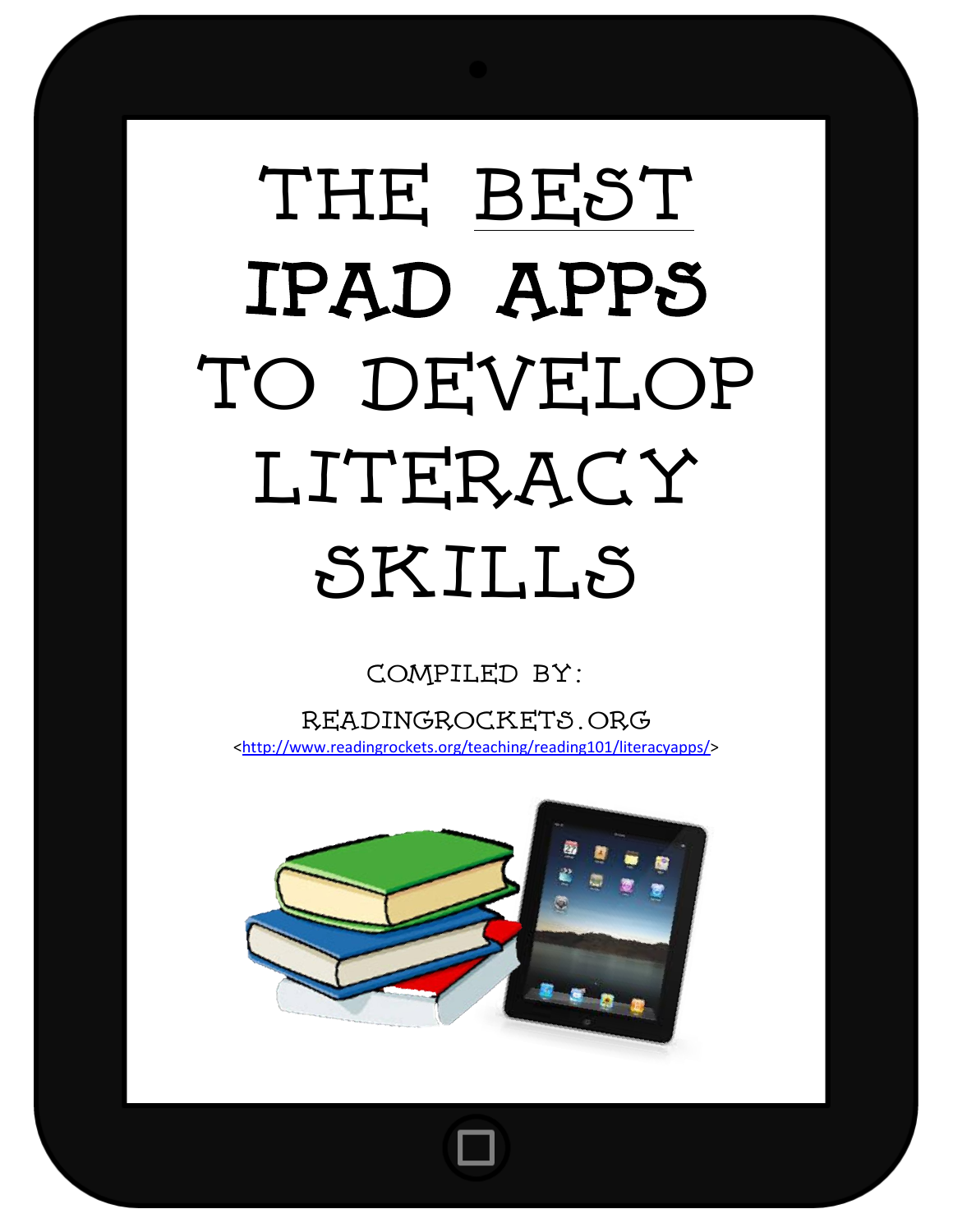# THE BEST IPAD APPS TO DEVELOP LITERACY SKILLS

COMPILED BY:

READINGROCKETS.ORG

<http://www.readingrockets.org/teaching/reading101/literacyapps/>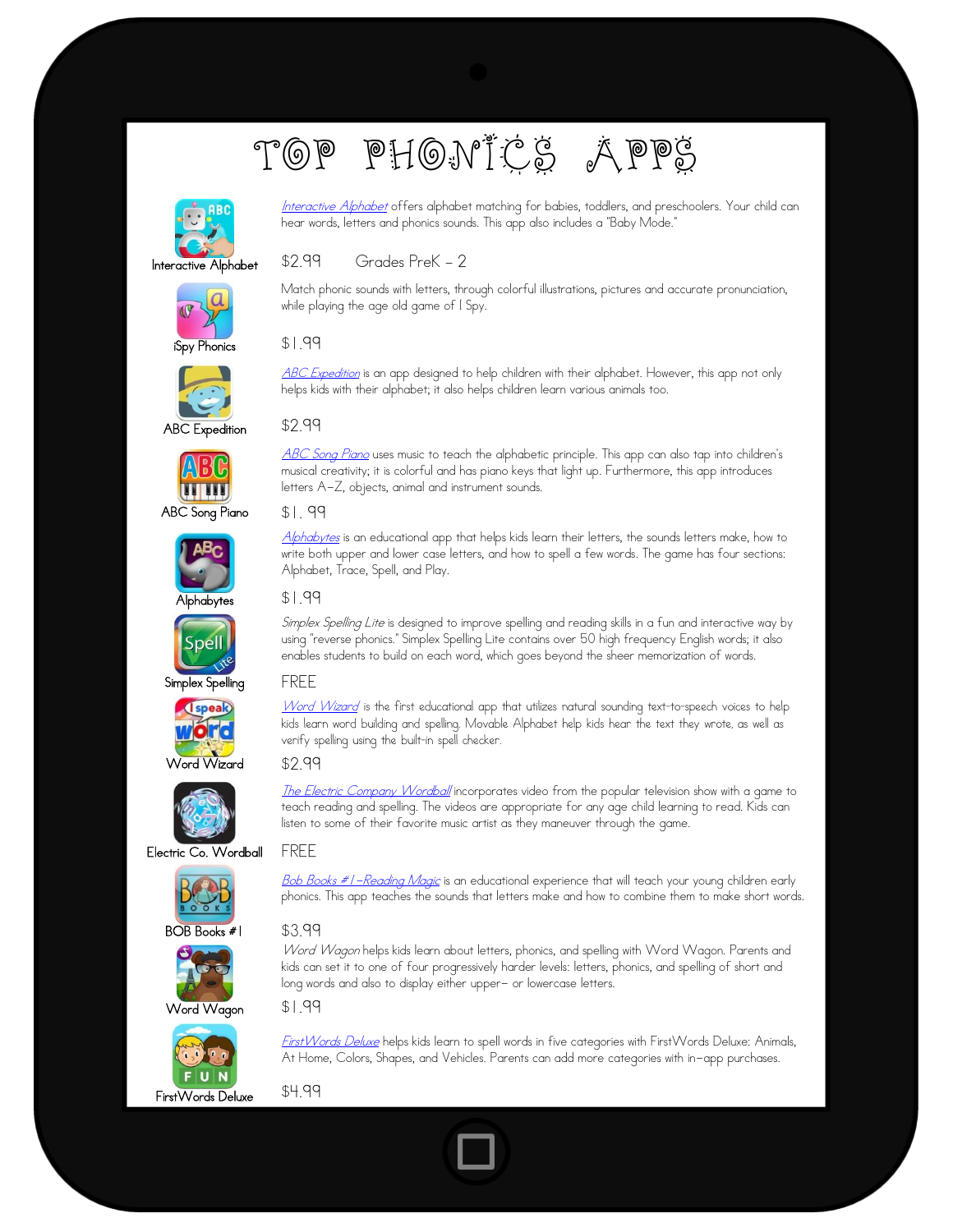# Top Phonics Apps

**Interactive Alphabet**

Interactive Alphabet offers alphabet matching for babies, toddlers, and preschoolers. Your child can hear words, letters and phonics sounds. This app also includes a "Baby Mode."

$2.99 Grades PreK – 2

**iSpy Phonics**

Match phonic sounds with letters, through colorful illustrations, pictures and accurate pronunciation, while playing the age old game of I Spy.

$1.99

**ABC Expedition**

ABC Expedition is an app designed to help children with their alphabet. However, this app not only helps kids with their alphabet; it also helps children learn various animals too.

$2.99

**ABC Song Piano**

ABC Song Piano uses music to teach the alphabetic principle. This app can also tap into children's musical creativity; it is colorful and has piano keys that light up. Furthermore, this app introduces letters A–Z, objects, animal and instrument sounds.

$1. 99

**Alphabytes**

Alphabytes is an educational app that helps kids learn their letters, the sounds letters make, how to write both upper and lower case letters, and how to spell a few words. The game has four sections: Alphabet, Trace, Spell, and Play.

$1.99

**Simplex Spelling**

*Simplex Spelling Lite* is designed to improve spelling and reading skills in a fun and interactive way by using "reverse phonics." Simplex Spelling Lite contains over 50 high frequency English words; it also enables students to build on each word, which goes beyond the sheer memorization of words.

FREE

**Word Wizard**

Word Wizard is the first educational app that utilizes natural sounding text-to-speech voices to help kids learn word building and spelling. Movable Alphabet help kids hear the text they wrote, as well as verify spelling using the built-in spell checker.

$2.99

**Electric Co. Wordball**

The Electric Company Wordball incorporates video from the popular television show with a game to teach reading and spelling. The videos are appropriate for any age child learning to read. Kids can listen to some of their favorite music artist as they maneuver through the game.

FREE

**BOB Books #1**

Bob Books #1 – Reading Magic is an educational experience that will teach your young children early phonics. This app teaches the sounds that letters make and how to combine them to make short words.

$3.99

**Word Wagon**

*Word Wagon* helps kids learn about letters, phonics, and spelling with Word Wagon. Parents and kids can set it to one of four progressively harder levels: letters, phonics, and spelling of short and long words and also to display either upper- or lowercase letters.

$1.99

**FirstWords Deluxe**

FirstWords Deluxe helps kids learn to spell words in five categories with FirstWords Deluxe: Animals, At Home, Colors, Shapes, and Vehicles. Parents can add more categories with in-app purchases.

$4.99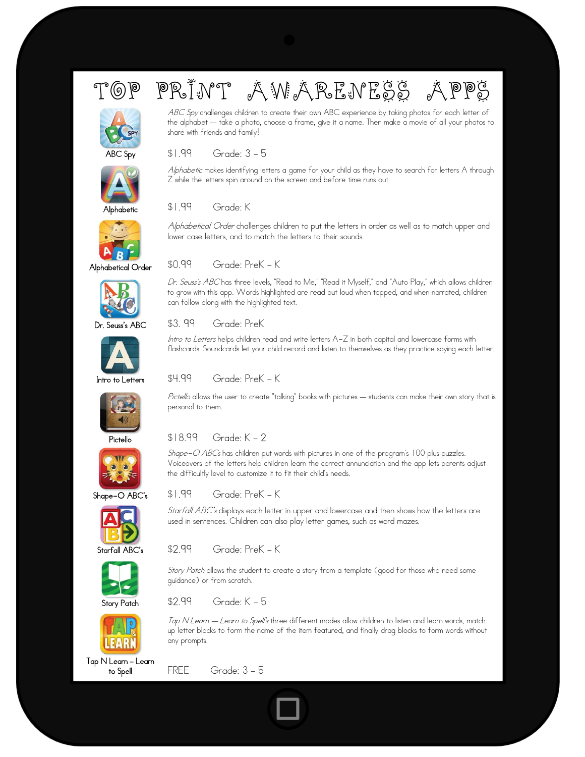# TOP PRINT AWARENESS APPS

**ABC Spy**

*ABC Spy* challenges children to create their own ABC experience by taking photos for each letter of the alphabet — take a photo, choose a frame, give it a name. Then make a movie of all your photos to share with friends and family!

$1.99 Grade: 3 – 5

**Alphabetic**

*Alphabetic* makes identifying letters a game for your child as they have to search for letters A through Z while the letters spin around on the screen and before time runs out.

$1.99 Grade: K

**Alphabetical Order**

*Alphabetical Order* challenges children to put the letters in order as well as to match upper and lower case letters, and to match the letters to their sounds.

$0.99 Grade: PreK – K

**Dr. Seuss's ABC**

*Dr. Seuss's ABC* has three levels, "Read to Me," "Read it Myself," and "Auto Play," which allows children to grow with this app. Words highlighted are read out loud when tapped, and when narrated, children can follow along with the highlighted text.

$3. 99 Grade: PreK

**Intro to Letters**

*Intro to Letters* helps children read and write letters A–Z in both capital and lowercase forms with flashcards. Soundcards let your child record and listen to themselves as they practice saying each letter.

$4.99 Grade: PreK – K

**Pictello**

*Pictello* allows the user to create "talking" books with pictures — students can make their own story that is personal to them.

$18.99 Grade: K – 2

**Shape–O ABC's**

*Shape–O ABCs* has children put words with pictures in one of the program's 100 plus puzzles. Voiceovers of the letters help children learn the correct annunciation and the app lets parents adjust the difficultly level to customize it to fit their child's needs.

$1.99 Grade: PreK – K

**Starfall ABC's**

*Starfall ABC's* displays each letter in upper and lowercase and then shows how the letters are used in sentences. Children can also play letter games, such as word mazes.

$2.99 Grade: PreK – K

**Story Patch**

*Story Patch* allows the student to create a story from a template (good for those who need some guidance) or from scratch.

$2.99 Grade: K – 5

**Tap N Learn – Learn to Spell**

*Tap N Learn — Learn to Spell's* three different modes allow children to listen and learn words, match–up letter blocks to form the name of the item featured, and finally drag blocks to form words without any prompts.

FREE Grade: 3 – 5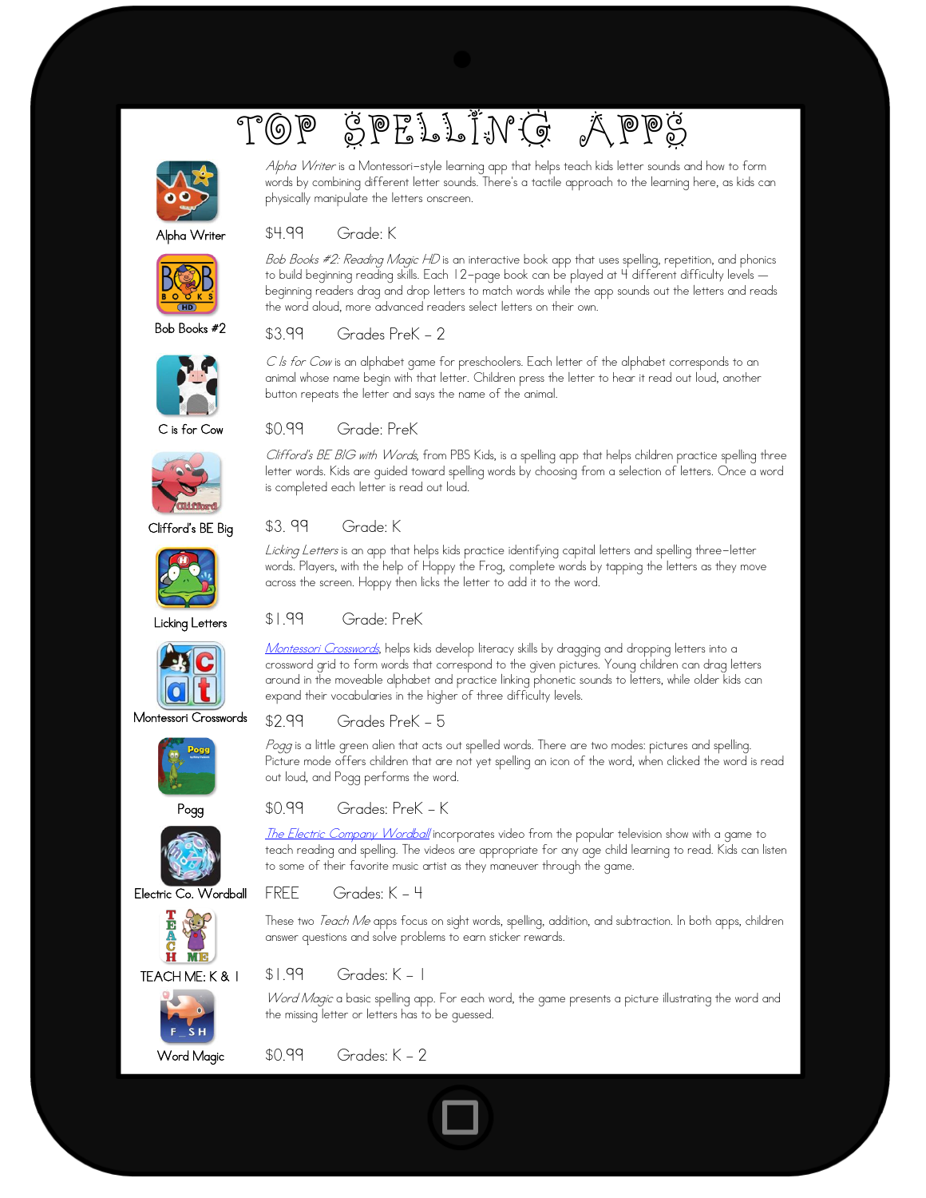# TOP SPELLING APPS

**Alpha Writer**

*Alpha Writer* is a Montessori-style learning app that helps teach kids letter sounds and how to form words by combining different letter sounds. There's a tactile approach to the learning here, as kids can physically manipulate the letters onscreen.

$4.99 Grade: K

**Bob Books #2**

*Bob Books #2: Reading Magic HD* is an interactive book app that uses spelling, repetition, and phonics to build beginning reading skills. Each 12-page book can be played at 4 different difficulty levels — beginning readers drag and drop letters to match words while the app sounds out the letters and reads the word aloud, more advanced readers select letters on their own.

$3.99 Grades PreK – 2

**C is for Cow**

*C Is for Cow* is an alphabet game for preschoolers. Each letter of the alphabet corresponds to an animal whose name begin with that letter. Children press the letter to hear it read out loud, another button repeats the letter and says the name of the animal.

$0.99 Grade: PreK

**Clifford's BE Big**

*Clifford's BE BIG with Words*, from PBS Kids, is a spelling app that helps children practice spelling three letter words. Kids are guided toward spelling words by choosing from a selection of letters. Once a word is completed each letter is read out loud.

$3. 99 Grade: K

**Licking Letters**

*Licking Letters* is an app that helps kids practice identifying capital letters and spelling three-letter words. Players, with the help of Hoppy the Frog, complete words by tapping the letters as they move across the screen. Hoppy then licks the letter to add it to the word.

$1.99 Grade: PreK

**Montessori Crosswords**

*Montessori Crosswords*, helps kids develop literacy skills by dragging and dropping letters into a crossword grid to form words that correspond to the given pictures. Young children can drag letters around in the moveable alphabet and practice linking phonetic sounds to letters, while older kids can expand their vocabularies in the higher of three difficulty levels.

$2.99 Grades PreK – 5

**Pogg**

*Pogg* is a little green alien that acts out spelled words. There are two modes: pictures and spelling. Picture mode offers children that are not yet spelling an icon of the word, when clicked the word is read out loud, and Pogg performs the word.

$0.99 Grades: PreK – K

**Electric Co. Wordball**

*The Electric Company Wordball* incorporates video from the popular television show with a game to teach reading and spelling. The videos are appropriate for any age child learning to read. Kids can listen to some of their favorite music artist as they maneuver through the game.

FREE Grades: K – 4

**TEACH ME: K & 1**

These two *Teach Me* apps focus on sight words, spelling, addition, and subtraction. In both apps, children answer questions and solve problems to earn sticker rewards.

$1.99 Grades: K – 1

**Word Magic**

*Word Magic* a basic spelling app. For each word, the game presents a picture illustrating the word and the missing letter or letters has to be guessed.

$0.99 Grades: K – 2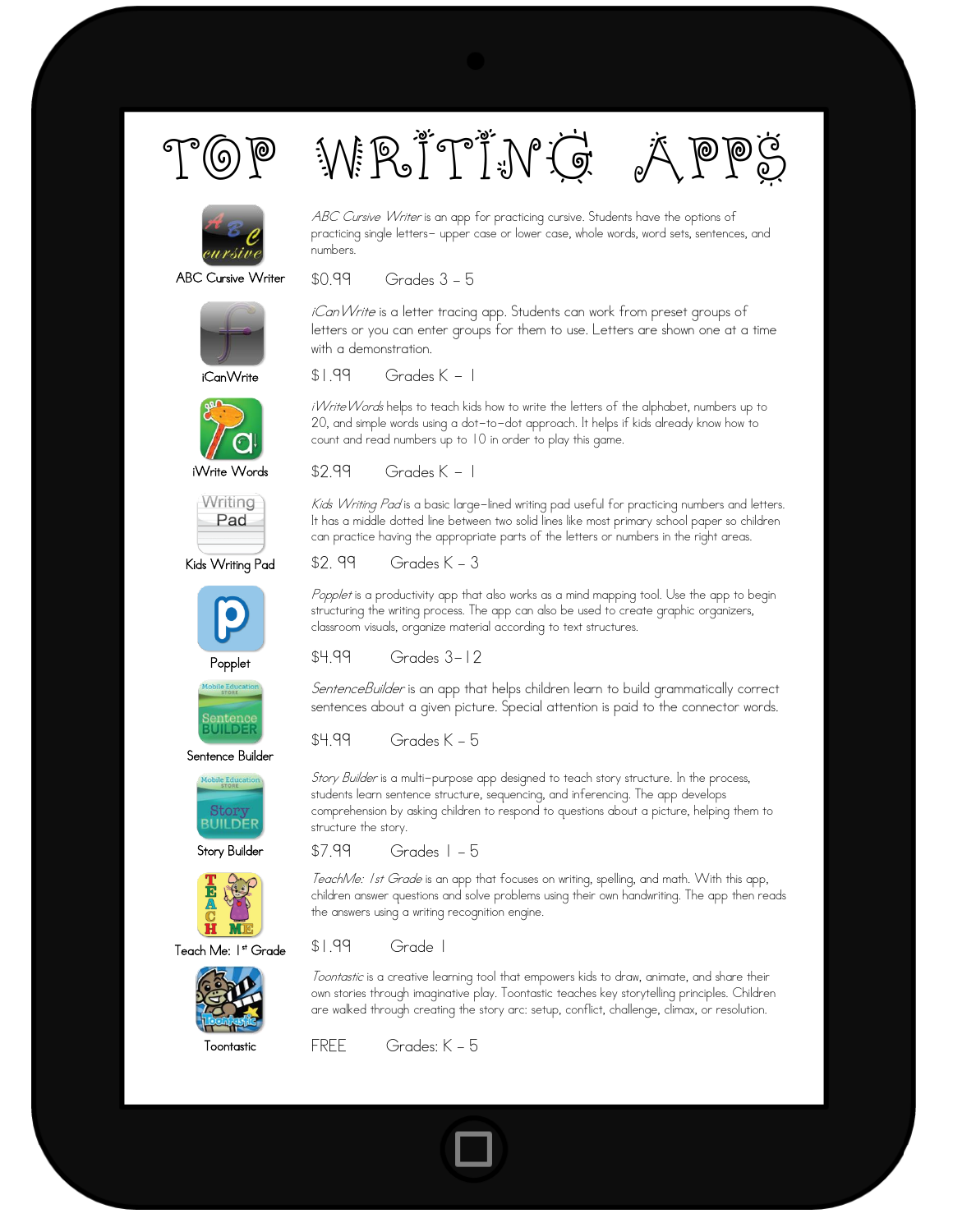# TOP WRITING APPS

**ABC Cursive Writer**

*ABC Cursive Writer* is an app for practicing cursive. Students have the options of practicing single letters– upper case or lower case, whole words, word sets, sentences, and numbers.

$0.99 Grades 3 – 5

**iCanWrite**

*iCanWrite* is a letter tracing app. Students can work from preset groups of letters or you can enter groups for them to use. Letters are shown one at a time with a demonstration.

$1.99 Grades K – 1

**iWrite Words**

*iWriteWords* helps to teach kids how to write the letters of the alphabet, numbers up to 20, and simple words using a dot–to–dot approach. It helps if kids already know how to count and read numbers up to 10 in order to play this game.

$2.99 Grades K – 1

**Kids Writing Pad**

*Kids Writing Pad* is a basic large–lined writing pad useful for practicing numbers and letters. It has a middle dotted line between two solid lines like most primary school paper so children can practice having the appropriate parts of the letters or numbers in the right areas.

$2. 99 Grades K – 3

**Popplet**

*Popplet* is a productivity app that also works as a mind mapping tool. Use the app to begin structuring the writing process. The app can also be used to create graphic organizers, classroom visuals, organize material according to text structures.

$4.99 Grades 3–12

**Sentence Builder**

*SentenceBuilder* is an app that helps children learn to build grammatically correct sentences about a given picture. Special attention is paid to the connector words.

$4.99 Grades K – 5

**Story Builder**

*Story Builder* is a multi–purpose app designed to teach story structure. In the process, students learn sentence structure, sequencing, and inferencing. The app develops comprehension by asking children to respond to questions about a picture, helping them to structure the story.

$7.99 Grades 1 – 5

**Teach Me: 1st Grade**

*TeachMe: 1st Grade* is an app that focuses on writing, spelling, and math. With this app, children answer questions and solve problems using their own handwriting. The app then reads the answers using a writing recognition engine.

$1.99 Grade 1

**Toontastic**

*Toontastic* is a creative learning tool that empowers kids to draw, animate, and share their own stories through imaginative play. Toontastic teaches key storytelling principles. Children are walked through creating the story arc: setup, conflict, challenge, climax, or resolution.

FREE Grades: K – 5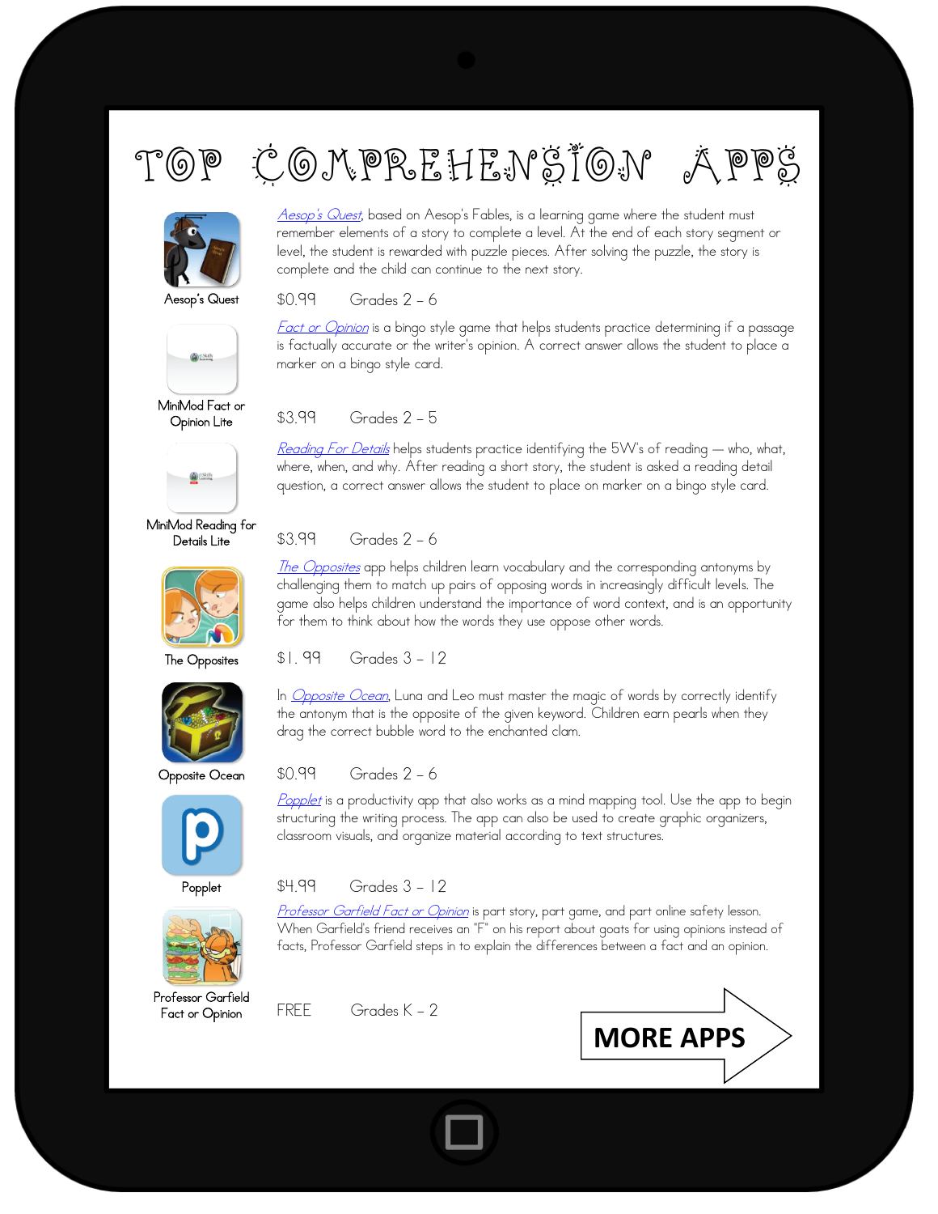# TOP COMPREHENSION APPS

**Aesop's Quest**

Aesop's Quest, based on Aesop's Fables, is a learning game where the student must remember elements of a story to complete a level. At the end of each story segment or level, the student is rewarded with puzzle pieces. After solving the puzzle, the story is complete and the child can continue to the next story.

$0.99 Grades 2 – 6

**MiniMod Fact or Opinion Lite**

Fact or Opinion is a bingo style game that helps students practice determining if a passage is factually accurate or the writer's opinion. A correct answer allows the student to place a marker on a bingo style card.

$3.99 Grades 2 – 5

**MiniMod Reading for Details Lite**

Reading For Details helps students practice identifying the 5W's of reading — who, what, where, when, and why. After reading a short story, the student is asked a reading detail question, a correct answer allows the student to place on marker on a bingo style card.

$3.99 Grades 2 – 6

**The Opposites**

The Opposites app helps children learn vocabulary and the corresponding antonyms by challenging them to match up pairs of opposing words in increasingly difficult levels. The game also helps children understand the importance of word context, and is an opportunity for them to think about how the words they use oppose other words.

$1. 99 Grades 3 – 12

**Opposite Ocean**

In Opposite Ocean, Luna and Leo must master the magic of words by correctly identify the antonym that is the opposite of the given keyword. Children earn pearls when they drag the correct bubble word to the enchanted clam.

$0.99 Grades 2 – 6

**Popplet**

Popplet is a productivity app that also works as a mind mapping tool. Use the app to begin structuring the writing process. The app can also be used to create graphic organizers, classroom visuals, and organize material according to text structures.

$4.99 Grades 3 – 12

**Professor Garfield Fact or Opinion**

Professor Garfield Fact or Opinion is part story, part game, and part online safety lesson. When Garfield's friend receives an "F" on his report about goats for using opinions instead of facts, Professor Garfield steps in to explain the differences between a fact and an opinion.

FREE Grades K – 2

**MORE APPS**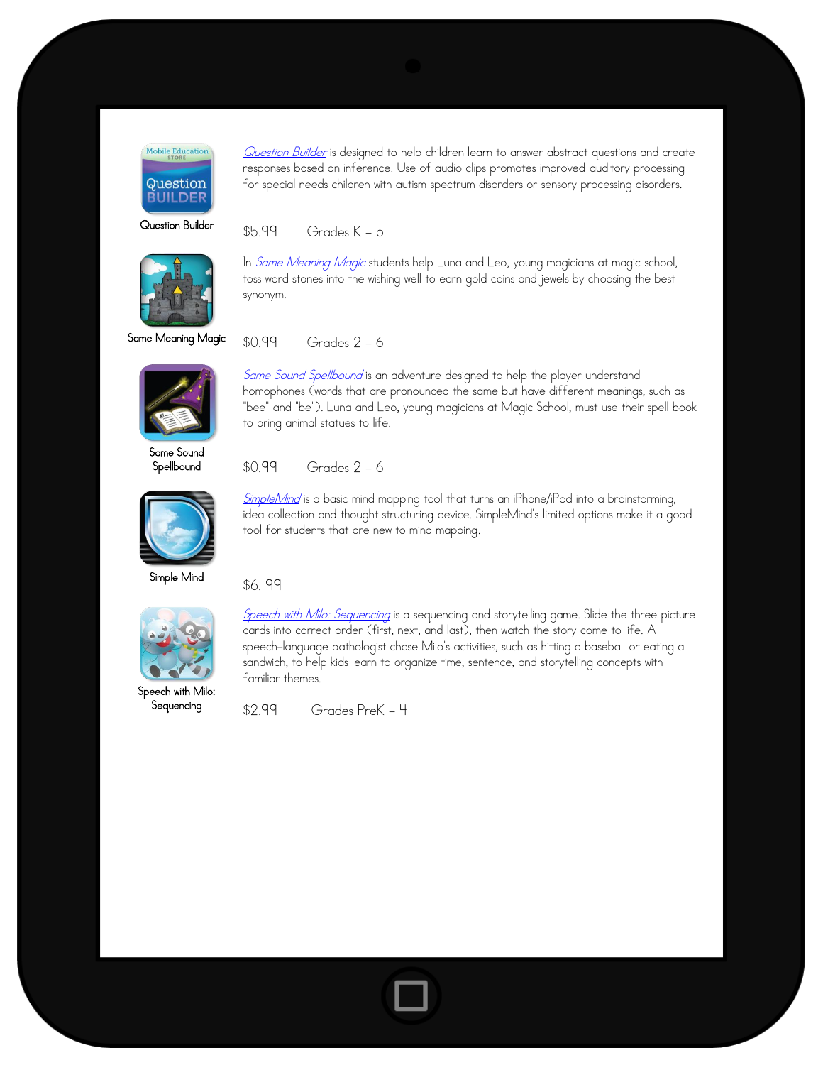Question Builder

*Question Builder* is designed to help children learn to answer abstract questions and create responses based on inference. Use of audio clips promotes improved auditory processing for special needs children with autism spectrum disorders or sensory processing disorders.

$5.99 Grades K – 5

Same Meaning Magic

In *Same Meaning Magic* students help Luna and Leo, young magicians at magic school, toss word stones into the wishing well to earn gold coins and jewels by choosing the best synonym.

$0.99 Grades 2 – 6

Same Sound Spellbound

*Same Sound Spellbound* is an adventure designed to help the player understand homophones (words that are pronounced the same but have different meanings, such as "bee" and "be"). Luna and Leo, young magicians at Magic School, must use their spell book to bring animal statues to life.

$0.99 Grades 2 – 6

Simple Mind

*SimpleMind* is a basic mind mapping tool that turns an iPhone/iPod into a brainstorming, idea collection and thought structuring device. SimpleMind's limited options make it a good tool for students that are new to mind mapping.

$6. 99

Speech with Milo: Sequencing

*Speech with Milo: Sequencing* is a sequencing and storytelling game. Slide the three picture cards into correct order (first, next, and last), then watch the story come to life. A speech-language pathologist chose Milo's activities, such as hitting a baseball or eating a sandwich, to help kids learn to organize time, sentence, and storytelling concepts with familiar themes.

$2.99 Grades PreK – 4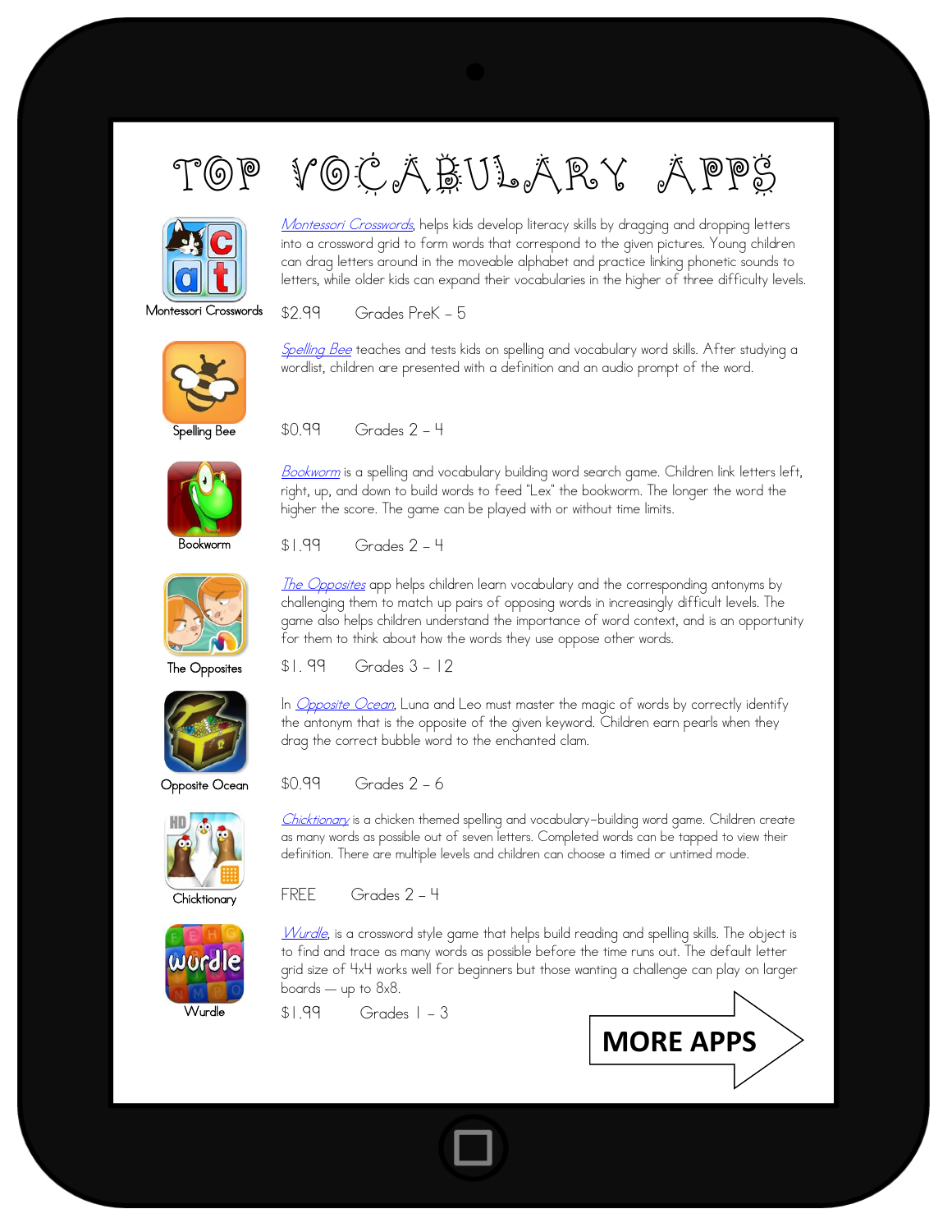# TOP VOCABULARY APPS

Montessori Crosswords

*Montessori Crosswords*, helps kids develop literacy skills by dragging and dropping letters into a crossword grid to form words that correspond to the given pictures. Young children can drag letters around in the moveable alphabet and practice linking phonetic sounds to letters, while older kids can expand their vocabularies in the higher of three difficulty levels.

$2.99 Grades PreK – 5

Spelling Bee

*Spelling Bee* teaches and tests kids on spelling and vocabulary word skills. After studying a wordlist, children are presented with a definition and an audio prompt of the word.

$0.99 Grades 2 – 4

Bookworm

*Bookworm* is a spelling and vocabulary building word search game. Children link letters left, right, up, and down to build words to feed "Lex" the bookworm. The longer the word the higher the score. The game can be played with or without time limits.

$1.99 Grades 2 – 4

The Opposites

*The Opposites* app helps children learn vocabulary and the corresponding antonyms by challenging them to match up pairs of opposing words in increasingly difficult levels. The game also helps children understand the importance of word context, and is an opportunity for them to think about how the words they use oppose other words.

$1. 99 Grades 3 – 12

Opposite Ocean

In *Opposite Ocean*, Luna and Leo must master the magic of words by correctly identify the antonym that is the opposite of the given keyword. Children earn pearls when they drag the correct bubble word to the enchanted clam.

$0.99 Grades 2 – 6

Chicktionary

*Chicktionary* is a chicken themed spelling and vocabulary-building word game. Children create as many words as possible out of seven letters. Completed words can be tapped to view their definition. There are multiple levels and children can choose a timed or untimed mode.

FREE Grades 2 – 4

Wurdle

*Wurdle*, is a crossword style game that helps build reading and spelling skills. The object is to find and trace as many words as possible before the time runs out. The default letter grid size of 4x4 works well for beginners but those wanting a challenge can play on larger boards — up to 8x8.

$1.99 Grades 1 – 3

**MORE APPS**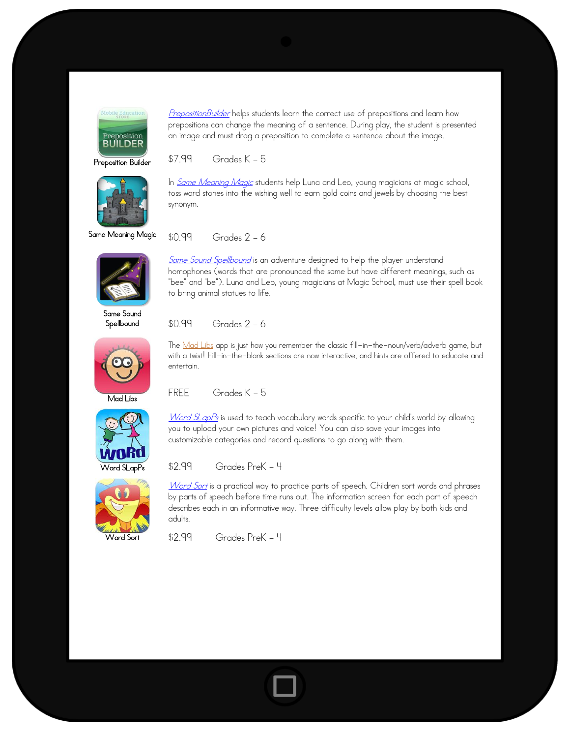Preposition Builder

*PrepositionBuilder* helps students learn the correct use of prepositions and learn how prepositions can change the meaning of a sentence. During play, the student is presented an image and must drag a preposition to complete a sentence about the image.

$7.99 Grades K – 5

Same Meaning Magic

In *Same Meaning Magic* students help Luna and Leo, young magicians at magic school, toss word stones into the wishing well to earn gold coins and jewels by choosing the best synonym.

$0.99 Grades 2 – 6

Same Sound Spellbound

*Same Sound Spellbound* is an adventure designed to help the player understand homophones (words that are pronounced the same but have different meanings, such as "bee" and "be"). Luna and Leo, young magicians at Magic School, must use their spell book to bring animal statues to life.

$0.99 Grades 2 – 6

Mad Libs

The Mad Libs app is just how you remember the classic fill-in-the-noun/verb/adverb game, but with a twist! Fill-in-the-blank sections are now interactive, and hints are offered to educate and entertain.

FREE Grades K – 5

Word SLapPs

*Word SLapPs* is used to teach vocabulary words specific to your child's world by allowing you to upload your own pictures and voice! You can also save your images into customizable categories and record questions to go along with them.

$2.99 Grades PreK – 4

Word Sort

*Word Sort* is a practical way to practice parts of speech. Children sort words and phrases by parts of speech before time runs out. The information screen for each part of speech describes each in an informative way. Three difficulty levels allow play by both kids and adults.

$2.99 Grades PreK – 4